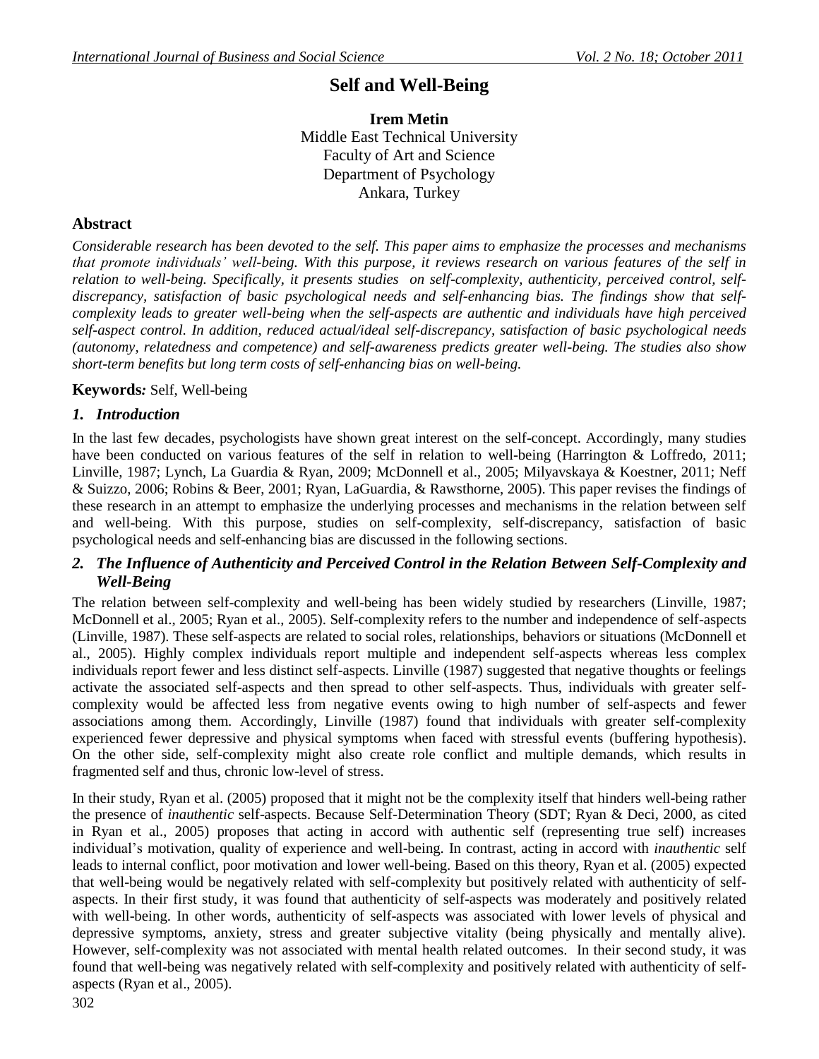# Self and Well-Being

**Irem Metin**
Middle East Technical University
Faculty of Art and Science
Department of Psychology
Ankara, Turkey

## Abstract

*Considerable research has been devoted to the self. This paper aims to emphasize the processes and mechanisms that promote individuals' well-being. With this purpose, it reviews research on various features of the self in relation to well-being. Specifically, it presents studies on self-complexity, authenticity, perceived control, self-discrepancy, satisfaction of basic psychological needs and self-enhancing bias. The findings show that self-complexity leads to greater well-being when the self-aspects are authentic and individuals have high perceived self-aspect control. In addition, reduced actual/ideal self-discrepancy, satisfaction of basic psychological needs (autonomy, relatedness and competence) and self-awareness predicts greater well-being. The studies also show short-term benefits but long term costs of self-enhancing bias on well-being.*

**Keywords***:* Self, Well-being

## *1. Introduction*

In the last few decades, psychologists have shown great interest on the self-concept. Accordingly, many studies have been conducted on various features of the self in relation to well-being (Harrington & Loffredo, 2011; Linville, 1987; Lynch, La Guardia & Ryan, 2009; McDonnell et al., 2005; Milyavskaya & Koestner, 2011; Neff & Suizzo, 2006; Robins & Beer, 2001; Ryan, LaGuardia, & Rawsthorne, 2005). This paper revises the findings of these research in an attempt to emphasize the underlying processes and mechanisms in the relation between self and well-being. With this purpose, studies on self-complexity, self-discrepancy, satisfaction of basic psychological needs and self-enhancing bias are discussed in the following sections.

## *2. The Influence of Authenticity and Perceived Control in the Relation Between Self-Complexity and Well-Being*

The relation between self-complexity and well-being has been widely studied by researchers (Linville, 1987; McDonnell et al., 2005; Ryan et al., 2005). Self-complexity refers to the number and independence of self-aspects (Linville, 1987). These self-aspects are related to social roles, relationships, behaviors or situations (McDonnell et al., 2005). Highly complex individuals report multiple and independent self-aspects whereas less complex individuals report fewer and less distinct self-aspects. Linville (1987) suggested that negative thoughts or feelings activate the associated self-aspects and then spread to other self-aspects. Thus, individuals with greater self-complexity would be affected less from negative events owing to high number of self-aspects and fewer associations among them. Accordingly, Linville (1987) found that individuals with greater self-complexity experienced fewer depressive and physical symptoms when faced with stressful events (buffering hypothesis). On the other side, self-complexity might also create role conflict and multiple demands, which results in fragmented self and thus, chronic low-level of stress.

In their study, Ryan et al. (2005) proposed that it might not be the complexity itself that hinders well-being rather the presence of *inauthentic* self-aspects. Because Self-Determination Theory (SDT; Ryan & Deci, 2000, as cited in Ryan et al., 2005) proposes that acting in accord with authentic self (representing true self) increases individual's motivation, quality of experience and well-being. In contrast, acting in accord with *inauthentic* self leads to internal conflict, poor motivation and lower well-being. Based on this theory, Ryan et al. (2005) expected that well-being would be negatively related with self-complexity but positively related with authenticity of self-aspects. In their first study, it was found that authenticity of self-aspects was moderately and positively related with well-being. In other words, authenticity of self-aspects was associated with lower levels of physical and depressive symptoms, anxiety, stress and greater subjective vitality (being physically and mentally alive). However, self-complexity was not associated with mental health related outcomes. In their second study, it was found that well-being was negatively related with self-complexity and positively related with authenticity of self-aspects (Ryan et al., 2005).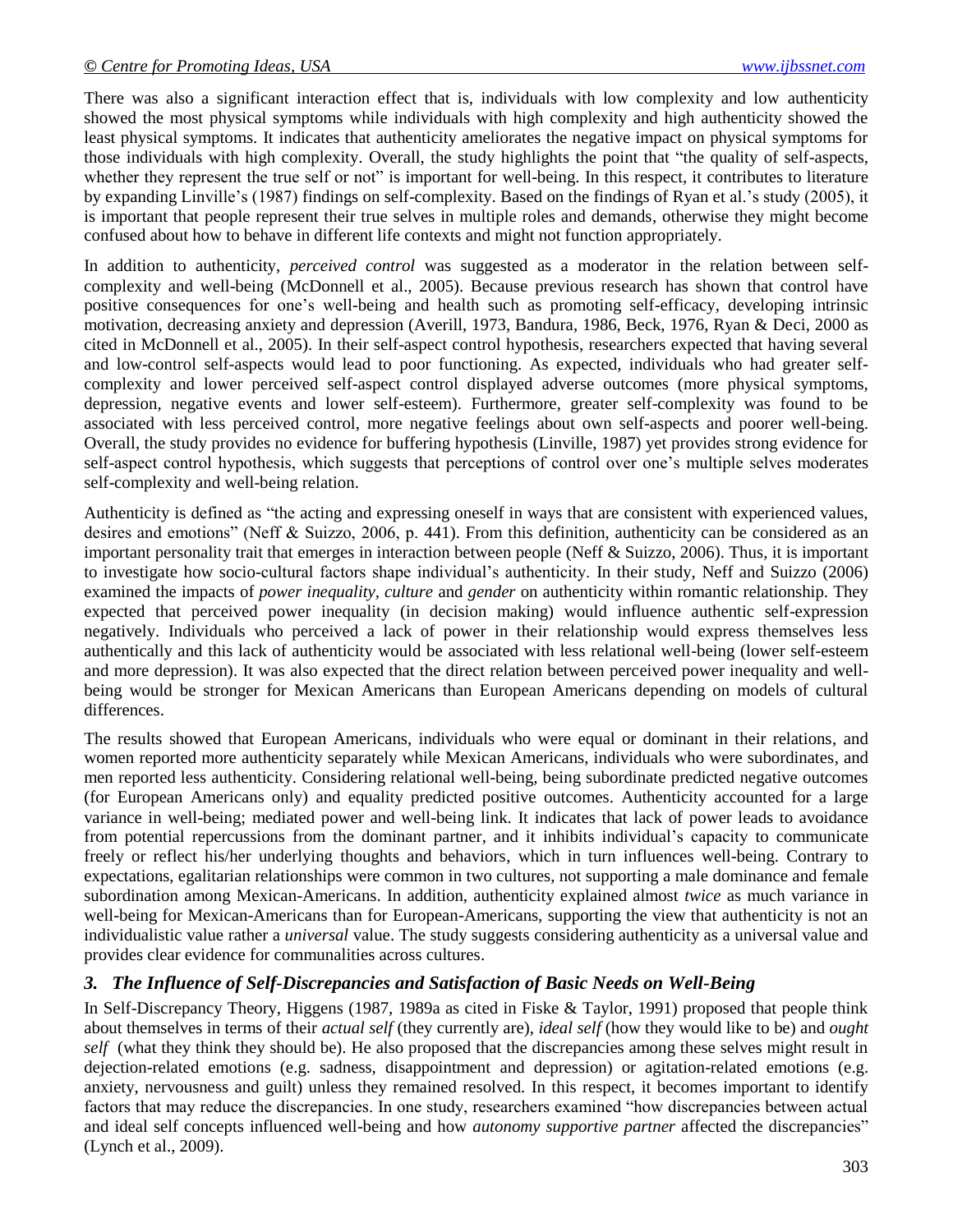There was also a significant interaction effect that is, individuals with low complexity and low authenticity showed the most physical symptoms while individuals with high complexity and high authenticity showed the least physical symptoms. It indicates that authenticity ameliorates the negative impact on physical symptoms for those individuals with high complexity. Overall, the study highlights the point that "the quality of self-aspects, whether they represent the true self or not" is important for well-being. In this respect, it contributes to literature by expanding Linville's (1987) findings on self-complexity. Based on the findings of Ryan et al.'s study (2005), it is important that people represent their true selves in multiple roles and demands, otherwise they might become confused about how to behave in different life contexts and might not function appropriately.

In addition to authenticity, *perceived control* was suggested as a moderator in the relation between self-complexity and well-being (McDonnell et al., 2005). Because previous research has shown that control have positive consequences for one's well-being and health such as promoting self-efficacy, developing intrinsic motivation, decreasing anxiety and depression (Averill, 1973, Bandura, 1986, Beck, 1976, Ryan & Deci, 2000 as cited in McDonnell et al., 2005). In their self-aspect control hypothesis, researchers expected that having several and low-control self-aspects would lead to poor functioning. As expected, individuals who had greater self-complexity and lower perceived self-aspect control displayed adverse outcomes (more physical symptoms, depression, negative events and lower self-esteem). Furthermore, greater self-complexity was found to be associated with less perceived control, more negative feelings about own self-aspects and poorer well-being. Overall, the study provides no evidence for buffering hypothesis (Linville, 1987) yet provides strong evidence for self-aspect control hypothesis, which suggests that perceptions of control over one's multiple selves moderates self-complexity and well-being relation.

Authenticity is defined as "the acting and expressing oneself in ways that are consistent with experienced values, desires and emotions" (Neff & Suizzo, 2006, p. 441). From this definition, authenticity can be considered as an important personality trait that emerges in interaction between people (Neff & Suizzo, 2006). Thus, it is important to investigate how socio-cultural factors shape individual's authenticity. In their study, Neff and Suizzo (2006) examined the impacts of *power inequality*, *culture* and *gender* on authenticity within romantic relationship. They expected that perceived power inequality (in decision making) would influence authentic self-expression negatively. Individuals who perceived a lack of power in their relationship would express themselves less authentically and this lack of authenticity would be associated with less relational well-being (lower self-esteem and more depression). It was also expected that the direct relation between perceived power inequality and well-being would be stronger for Mexican Americans than European Americans depending on models of cultural differences.

The results showed that European Americans, individuals who were equal or dominant in their relations, and women reported more authenticity separately while Mexican Americans, individuals who were subordinates, and men reported less authenticity. Considering relational well-being, being subordinate predicted negative outcomes (for European Americans only) and equality predicted positive outcomes. Authenticity accounted for a large variance in well-being; mediated power and well-being link. It indicates that lack of power leads to avoidance from potential repercussions from the dominant partner, and it inhibits individual's capacity to communicate freely or reflect his/her underlying thoughts and behaviors, which in turn influences well-being. Contrary to expectations, egalitarian relationships were common in two cultures, not supporting a male dominance and female subordination among Mexican-Americans. In addition, authenticity explained almost *twice* as much variance in well-being for Mexican-Americans than for European-Americans, supporting the view that authenticity is not an individualistic value rather a *universal* value. The study suggests considering authenticity as a universal value and provides clear evidence for communalities across cultures.

### *3. The Influence of Self-Discrepancies and Satisfaction of Basic Needs on Well-Being*

In Self-Discrepancy Theory, Higgens (1987, 1989a as cited in Fiske & Taylor, 1991) proposed that people think about themselves in terms of their *actual self* (they currently are), *ideal self* (how they would like to be) and *ought self* (what they think they should be). He also proposed that the discrepancies among these selves might result in dejection-related emotions (e.g. sadness, disappointment and depression) or agitation-related emotions (e.g. anxiety, nervousness and guilt) unless they remained resolved. In this respect, it becomes important to identify factors that may reduce the discrepancies. In one study, researchers examined "how discrepancies between actual and ideal self concepts influenced well-being and how *autonomy supportive partner* affected the discrepancies" (Lynch et al., 2009).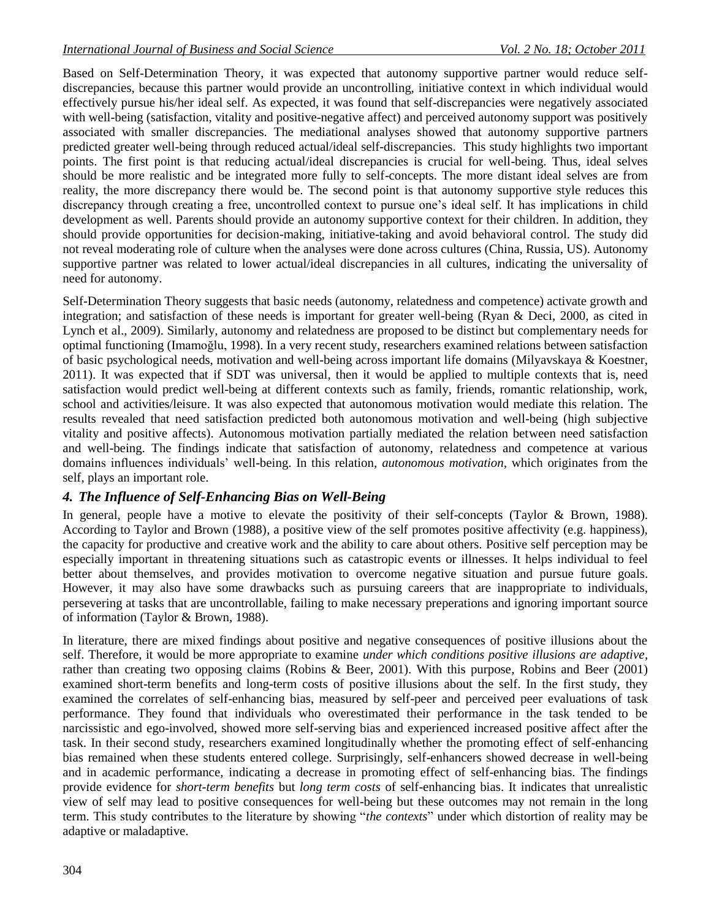Based on Self-Determination Theory, it was expected that autonomy supportive partner would reduce self-discrepancies, because this partner would provide an uncontrolling, initiative context in which individual would effectively pursue his/her ideal self. As expected, it was found that self-discrepancies were negatively associated with well-being (satisfaction, vitality and positive-negative affect) and perceived autonomy support was positively associated with smaller discrepancies. The mediational analyses showed that autonomy supportive partners predicted greater well-being through reduced actual/ideal self-discrepancies. This study highlights two important points. The first point is that reducing actual/ideal discrepancies is crucial for well-being. Thus, ideal selves should be more realistic and be integrated more fully to self-concepts. The more distant ideal selves are from reality, the more discrepancy there would be. The second point is that autonomy supportive style reduces this discrepancy through creating a free, uncontrolled context to pursue one's ideal self. It has implications in child development as well. Parents should provide an autonomy supportive context for their children. In addition, they should provide opportunities for decision-making, initiative-taking and avoid behavioral control. The study did not reveal moderating role of culture when the analyses were done across cultures (China, Russia, US). Autonomy supportive partner was related to lower actual/ideal discrepancies in all cultures, indicating the universality of need for autonomy.

Self-Determination Theory suggests that basic needs (autonomy, relatedness and competence) activate growth and integration; and satisfaction of these needs is important for greater well-being (Ryan & Deci, 2000, as cited in Lynch et al., 2009). Similarly, autonomy and relatedness are proposed to be distinct but complementary needs for optimal functioning (Imamoğlu, 1998). In a very recent study, researchers examined relations between satisfaction of basic psychological needs, motivation and well-being across important life domains (Milyavskaya & Koestner, 2011). It was expected that if SDT was universal, then it would be applied to multiple contexts that is, need satisfaction would predict well-being at different contexts such as family, friends, romantic relationship, work, school and activities/leisure. It was also expected that autonomous motivation would mediate this relation. The results revealed that need satisfaction predicted both autonomous motivation and well-being (high subjective vitality and positive affects). Autonomous motivation partially mediated the relation between need satisfaction and well-being. The findings indicate that satisfaction of autonomy, relatedness and competence at various domains influences individuals' well-being. In this relation, *autonomous motivation*, which originates from the self, plays an important role.

### *4. The Influence of Self-Enhancing Bias on Well-Being*

In general, people have a motive to elevate the positivity of their self-concepts (Taylor & Brown, 1988). According to Taylor and Brown (1988), a positive view of the self promotes positive affectivity (e.g. happiness), the capacity for productive and creative work and the ability to care about others. Positive self perception may be especially important in threatening situations such as catastropic events or illnesses. It helps individual to feel better about themselves, and provides motivation to overcome negative situation and pursue future goals. However, it may also have some drawbacks such as pursuing careers that are inappropriate to individuals, persevering at tasks that are uncontrollable, failing to make necessary preperations and ignoring important source of information (Taylor & Brown, 1988).

In literature, there are mixed findings about positive and negative consequences of positive illusions about the self. Therefore, it would be more appropriate to examine *under which conditions positive illusions are adaptive*, rather than creating two opposing claims (Robins & Beer, 2001). With this purpose, Robins and Beer (2001) examined short-term benefits and long-term costs of positive illusions about the self. In the first study, they examined the correlates of self-enhancing bias, measured by self-peer and perceived peer evaluations of task performance. They found that individuals who overestimated their performance in the task tended to be narcissistic and ego-involved, showed more self-serving bias and experienced increased positive affect after the task. In their second study, researchers examined longitudinally whether the promoting effect of self-enhancing bias remained when these students entered college. Surprisingly, self-enhancers showed decrease in well-being and in academic performance, indicating a decrease in promoting effect of self-enhancing bias. The findings provide evidence for *short-term benefits* but *long term costs* of self-enhancing bias. It indicates that unrealistic view of self may lead to positive consequences for well-being but these outcomes may not remain in the long term. This study contributes to the literature by showing "*the contexts*" under which distortion of reality may be adaptive or maladaptive.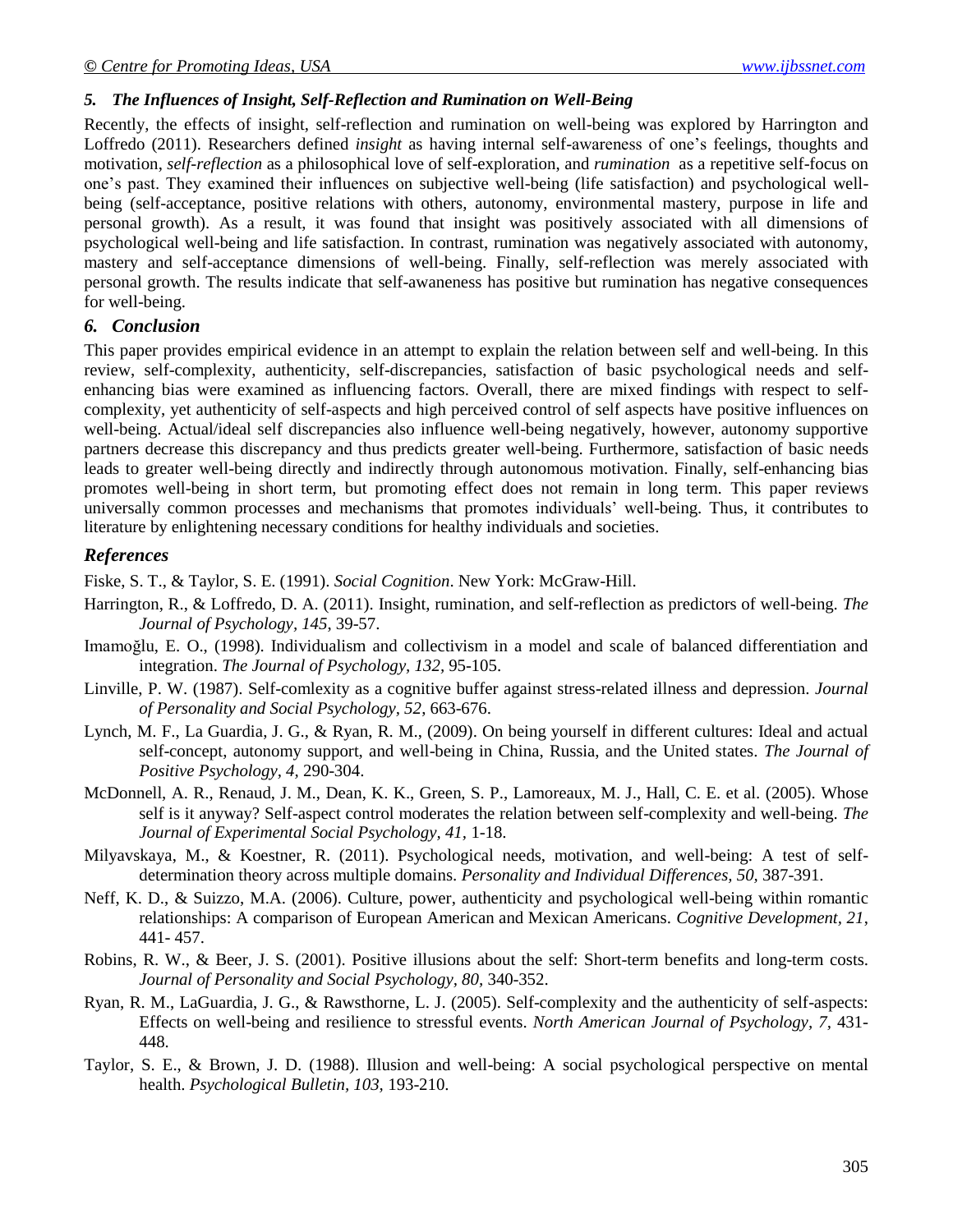### *5. The Influences of Insight, Self-Reflection and Rumination on Well-Being*

Recently, the effects of insight, self-reflection and rumination on well-being was explored by Harrington and Loffredo (2011). Researchers defined *insight* as having internal self-awareness of one's feelings, thoughts and motivation, *self-reflection* as a philosophical love of self-exploration, and *rumination* as a repetitive self-focus on one's past. They examined their influences on subjective well-being (life satisfaction) and psychological well-being (self-acceptance, positive relations with others, autonomy, environmental mastery, purpose in life and personal growth). As a result, it was found that insight was positively associated with all dimensions of psychological well-being and life satisfaction. In contrast, rumination was negatively associated with autonomy, mastery and self-acceptance dimensions of well-being. Finally, self-reflection was merely associated with personal growth. The results indicate that self-awaneness has positive but rumination has negative consequences for well-being.

### *6. Conclusion*

This paper provides empirical evidence in an attempt to explain the relation between self and well-being. In this review, self-complexity, authenticity, self-discrepancies, satisfaction of basic psychological needs and self-enhancing bias were examined as influencing factors. Overall, there are mixed findings with respect to self-complexity, yet authenticity of self-aspects and high perceived control of self aspects have positive influences on well-being. Actual/ideal self discrepancies also influence well-being negatively, however, autonomy supportive partners decrease this discrepancy and thus predicts greater well-being. Furthermore, satisfaction of basic needs leads to greater well-being directly and indirectly through autonomous motivation. Finally, self-enhancing bias promotes well-being in short term, but promoting effect does not remain in long term. This paper reviews universally common processes and mechanisms that promotes individuals' well-being. Thus, it contributes to literature by enlightening necessary conditions for healthy individuals and societies.

### *References*

Fiske, S. T., & Taylor, S. E. (1991). *Social Cognition*. New York: McGraw-Hill.

Harrington, R., & Loffredo, D. A. (2011). Insight, rumination, and self-reflection as predictors of well-being. *The Journal of Psychology, 145*, 39-57.

Imamoğlu, E. O., (1998). Individualism and collectivism in a model and scale of balanced differentiation and integration. *The Journal of Psychology*, *132*, 95-105.

Linville, P. W. (1987). Self-comlexity as a cognitive buffer against stress-related illness and depression. *Journal of Personality and Social Psychology, 52*, 663-676.

Lynch, M. F., La Guardia, J. G., & Ryan, R. M., (2009). On being yourself in different cultures: Ideal and actual self-concept, autonomy support, and well-being in China, Russia, and the United states. *The Journal of Positive Psychology, 4*, 290-304.

McDonnell, A. R., Renaud, J. M., Dean, K. K., Green, S. P., Lamoreaux, M. J., Hall, C. E. et al. (2005). Whose self is it anyway? Self-aspect control moderates the relation between self-complexity and well-being. *The Journal of Experimental Social Psychology, 41*, 1-18.

Milyavskaya, M., & Koestner, R. (2011). Psychological needs, motivation, and well-being: A test of self-determination theory across multiple domains. *Personality and Individual Differences, 50*, 387-391.

Neff, K. D., & Suizzo, M.A. (2006). Culture, power, authenticity and psychological well-being within romantic relationships: A comparison of European American and Mexican Americans. *Cognitive Development, 21*, 441- 457.

Robins, R. W., & Beer, J. S. (2001). Positive illusions about the self: Short-term benefits and long-term costs. *Journal of Personality and Social Psychology, 80*, 340-352.

Ryan, R. M., LaGuardia, J. G., & Rawsthorne, L. J. (2005). Self-complexity and the authenticity of self-aspects: Effects on well-being and resilience to stressful events. *North American Journal of Psychology, 7*, 431-448.

Taylor, S. E., & Brown, J. D. (1988). Illusion and well-being: A social psychological perspective on mental health. *Psychological Bulletin, 103*, 193-210.